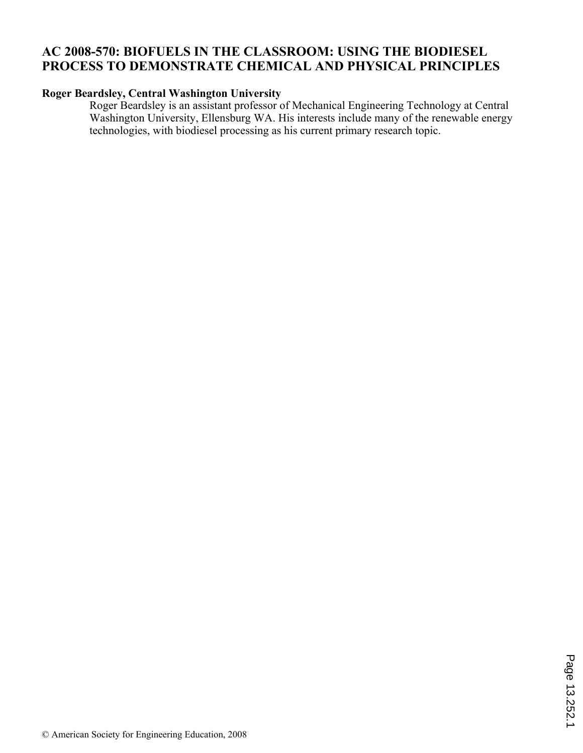# AC 2008-570: BIOFUELS IN THE CLASSROOM: USING THE BIODIESEL PROCESS TO DEMONSTRATE CHEMICAL AND PHYSICAL PRINCIPLES

**Roger Beardsley, Central Washington University**

Roger Beardsley is an assistant professor of Mechanical Engineering Technology at Central Washington University, Ellensburg WA. His interests include many of the renewable energy technologies, with biodiesel processing as his current primary research topic.

© American Society for Engineering Education, 2008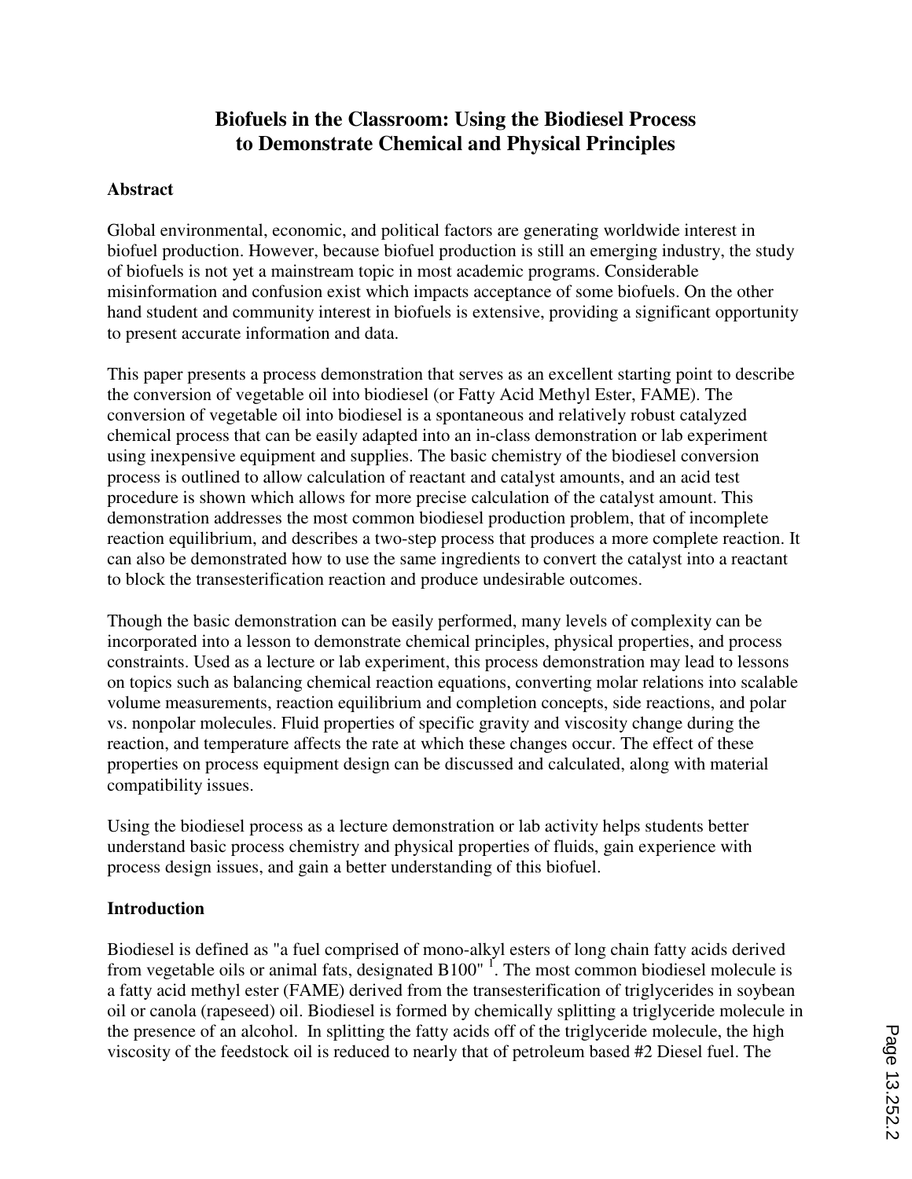# Biofuels in the Classroom: Using the Biodiesel Process to Demonstrate Chemical and Physical Principles

## Abstract

Global environmental, economic, and political factors are generating worldwide interest in biofuel production. However, because biofuel production is still an emerging industry, the study of biofuels is not yet a mainstream topic in most academic programs. Considerable misinformation and confusion exist which impacts acceptance of some biofuels. On the other hand student and community interest in biofuels is extensive, providing a significant opportunity to present accurate information and data.

This paper presents a process demonstration that serves as an excellent starting point to describe the conversion of vegetable oil into biodiesel (or Fatty Acid Methyl Ester, FAME). The conversion of vegetable oil into biodiesel is a spontaneous and relatively robust catalyzed chemical process that can be easily adapted into an in-class demonstration or lab experiment using inexpensive equipment and supplies. The basic chemistry of the biodiesel conversion process is outlined to allow calculation of reactant and catalyst amounts, and an acid test procedure is shown which allows for more precise calculation of the catalyst amount. This demonstration addresses the most common biodiesel production problem, that of incomplete reaction equilibrium, and describes a two-step process that produces a more complete reaction. It can also be demonstrated how to use the same ingredients to convert the catalyst into a reactant to block the transesterification reaction and produce undesirable outcomes.

Though the basic demonstration can be easily performed, many levels of complexity can be incorporated into a lesson to demonstrate chemical principles, physical properties, and process constraints. Used as a lecture or lab experiment, this process demonstration may lead to lessons on topics such as balancing chemical reaction equations, converting molar relations into scalable volume measurements, reaction equilibrium and completion concepts, side reactions, and polar vs. nonpolar molecules. Fluid properties of specific gravity and viscosity change during the reaction, and temperature affects the rate at which these changes occur. The effect of these properties on process equipment design can be discussed and calculated, along with material compatibility issues.

Using the biodiesel process as a lecture demonstration or lab activity helps students better understand basic process chemistry and physical properties of fluids, gain experience with process design issues, and gain a better understanding of this biofuel.

## Introduction

Biodiesel is defined as "a fuel comprised of mono-alkyl esters of long chain fatty acids derived from vegetable oils or animal fats, designated B100" [1]. The most common biodiesel molecule is a fatty acid methyl ester (FAME) derived from the transesterification of triglycerides in soybean oil or canola (rapeseed) oil. Biodiesel is formed by chemically splitting a triglyceride molecule in the presence of an alcohol. In splitting the fatty acids off of the triglyceride molecule, the high viscosity of the feedstock oil is reduced to nearly that of petroleum based #2 Diesel fuel. The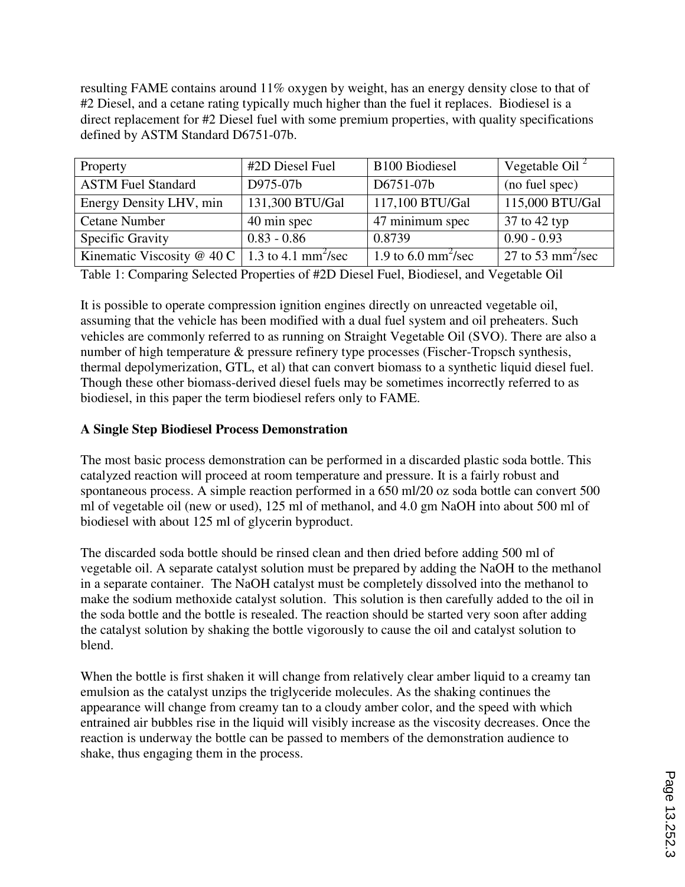resulting FAME contains around 11% oxygen by weight, has an energy density close to that of #2 Diesel, and a cetane rating typically much higher than the fuel it replaces. Biodiesel is a direct replacement for #2 Diesel fuel with some premium properties, with quality specifications defined by ASTM Standard D6751-07b.

| Property | #2D Diesel Fuel | B100 Biodiesel | Vegetable Oil [2] |
|---|---|---|---|
| ASTM Fuel Standard | D975-07b | D6751-07b | (no fuel spec) |
| Energy Density LHV, min | 131,300 BTU/Gal | 117,100 BTU/Gal | 115,000 BTU/Gal |
| Cetane Number | 40 min spec | 47 minimum spec | 37 to 42 typ |
| Specific Gravity | 0.83 - 0.86 | 0.8739 | 0.90 - 0.93 |
| Kinematic Viscosity @ 40 C | 1.3 to 4.1 $mm^2$/sec | 1.9 to 6.0 $mm^2$/sec | 27 to 53 $mm^2$/sec |

Table 1: Comparing Selected Properties of #2D Diesel Fuel, Biodiesel, and Vegetable Oil

It is possible to operate compression ignition engines directly on unreacted vegetable oil, assuming that the vehicle has been modified with a dual fuel system and oil preheaters. Such vehicles are commonly referred to as running on Straight Vegetable Oil (SVO). There are also a number of high temperature & pressure refinery type processes (Fischer-Tropsch synthesis, thermal depolymerization, GTL, et al) that can convert biomass to a synthetic liquid diesel fuel. Though these other biomass-derived diesel fuels may be sometimes incorrectly referred to as biodiesel, in this paper the term biodiesel refers only to FAME.

**A Single Step Biodiesel Process Demonstration**

The most basic process demonstration can be performed in a discarded plastic soda bottle. This catalyzed reaction will proceed at room temperature and pressure. It is a fairly robust and spontaneous process. A simple reaction performed in a 650 ml/20 oz soda bottle can convert 500 ml of vegetable oil (new or used), 125 ml of methanol, and 4.0 gm NaOH into about 500 ml of biodiesel with about 125 ml of glycerin byproduct.

The discarded soda bottle should be rinsed clean and then dried before adding 500 ml of vegetable oil. A separate catalyst solution must be prepared by adding the NaOH to the methanol in a separate container. The NaOH catalyst must be completely dissolved into the methanol to make the sodium methoxide catalyst solution. This solution is then carefully added to the oil in the soda bottle and the bottle is resealed. The reaction should be started very soon after adding the catalyst solution by shaking the bottle vigorously to cause the oil and catalyst solution to blend.

When the bottle is first shaken it will change from relatively clear amber liquid to a creamy tan emulsion as the catalyst unzips the triglyceride molecules. As the shaking continues the appearance will change from creamy tan to a cloudy amber color, and the speed with which entrained air bubbles rise in the liquid will visibly increase as the viscosity decreases. Once the reaction is underway the bottle can be passed to members of the demonstration audience to shake, thus engaging them in the process.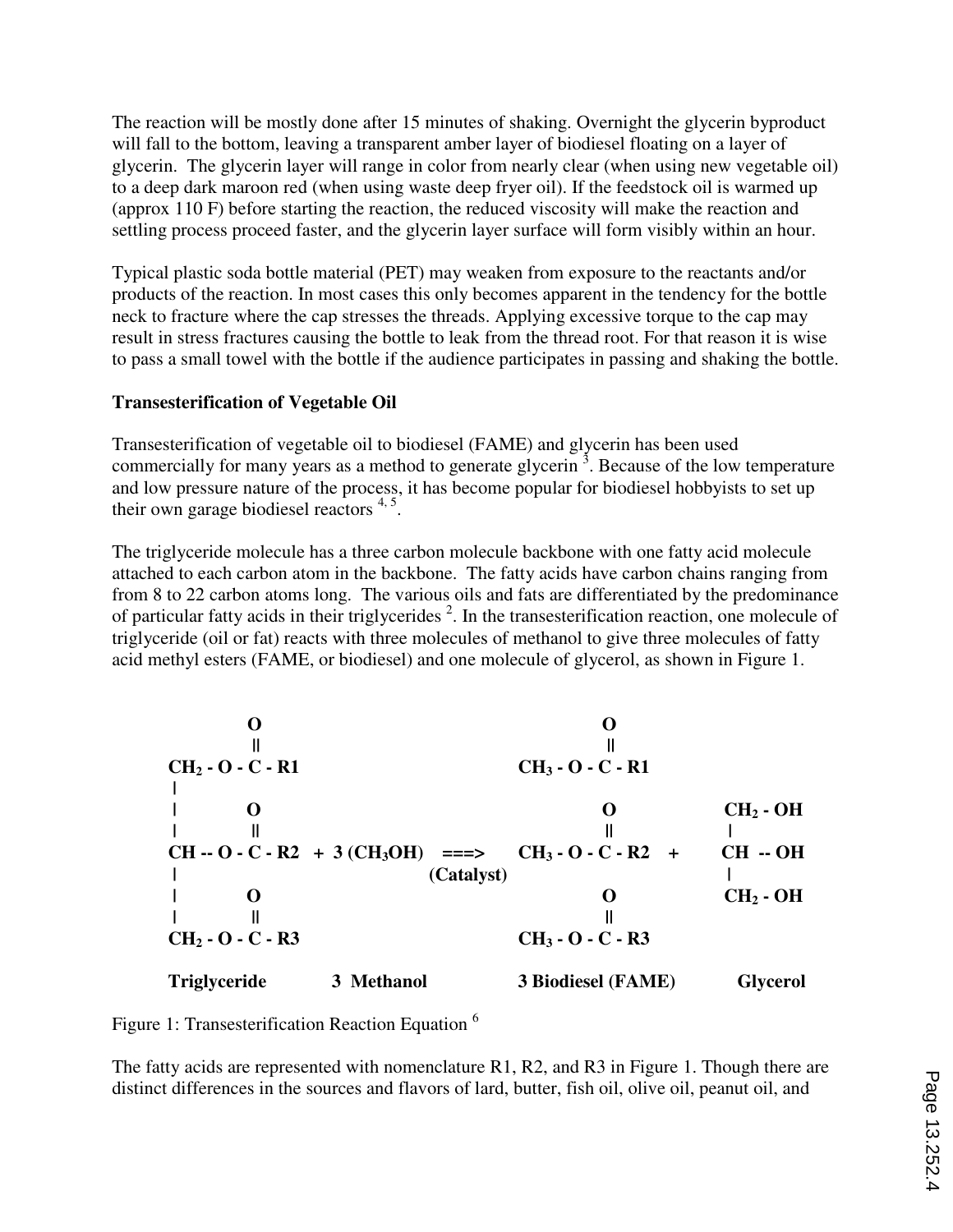The reaction will be mostly done after 15 minutes of shaking. Overnight the glycerin byproduct will fall to the bottom, leaving a transparent amber layer of biodiesel floating on a layer of glycerin. The glycerin layer will range in color from nearly clear (when using new vegetable oil) to a deep dark maroon red (when using waste deep fryer oil). If the feedstock oil is warmed up (approx 110 F) before starting the reaction, the reduced viscosity will make the reaction and settling process proceed faster, and the glycerin layer surface will form visibly within an hour.

Typical plastic soda bottle material (PET) may weaken from exposure to the reactants and/or products of the reaction. In most cases this only becomes apparent in the tendency for the bottle neck to fracture where the cap stresses the threads. Applying excessive torque to the cap may result in stress fractures causing the bottle to leak from the thread root. For that reason it is wise to pass a small towel with the bottle if the audience participates in passing and shaking the bottle.

**Transesterification of Vegetable Oil**

Transesterification of vegetable oil to biodiesel (FAME) and glycerin has been used commercially for many years as a method to generate glycerin [3]. Because of the low temperature and low pressure nature of the process, it has become popular for biodiesel hobbyists to set up their own garage biodiesel reactors [4, 5].

The triglyceride molecule has a three carbon molecule backbone with one fatty acid molecule attached to each carbon atom in the backbone. The fatty acids have carbon chains ranging from from 8 to 22 carbon atoms long. The various oils and fats are differentiated by the predominance of particular fatty acids in their triglycerides [2]. In the transesterification reaction, one molecule of triglyceride (oil or fat) reacts with three molecules of methanol to give three molecules of fatty acid methyl esters (FAME, or biodiesel) and one molecule of glycerol, as shown in Figure 1.

$$
\begin{array}{l}
CH_2-O-\overset{\displaystyle O}{\overset{\|}{C}}-R1 \\
| \\
CH-O-\overset{\displaystyle O}{\overset{\|}{C}}-R2 \\
| \\
CH_2-O-\overset{\displaystyle O}{\overset{\|}{C}}-R3
\end{array}
\;+\; 3\,(CH_3OH) \;\underset{\text{(Catalyst)}}{\Longrightarrow}\;
\begin{array}{l}
CH_3-O-\overset{\displaystyle O}{\overset{\|}{C}}-R1 \\
\\
CH_3-O-\overset{\displaystyle O}{\overset{\|}{C}}-R2 \\
\\
CH_3-O-\overset{\displaystyle O}{\overset{\|}{C}}-R3
\end{array}
\;+\;
\begin{array}{l}
CH_2-OH \\
| \\
CH-OH \\
| \\
CH_2-OH
\end{array}
$$

**Triglyceride** &nbsp;&nbsp;&nbsp; **3 Methanol** &nbsp;&nbsp;&nbsp; **3 Biodiesel (FAME)** &nbsp;&nbsp;&nbsp; **Glycerol**

Figure 1: Transesterification Reaction Equation [6]

The fatty acids are represented with nomenclature R1, R2, and R3 in Figure 1. Though there are distinct differences in the sources and flavors of lard, butter, fish oil, olive oil, peanut oil, and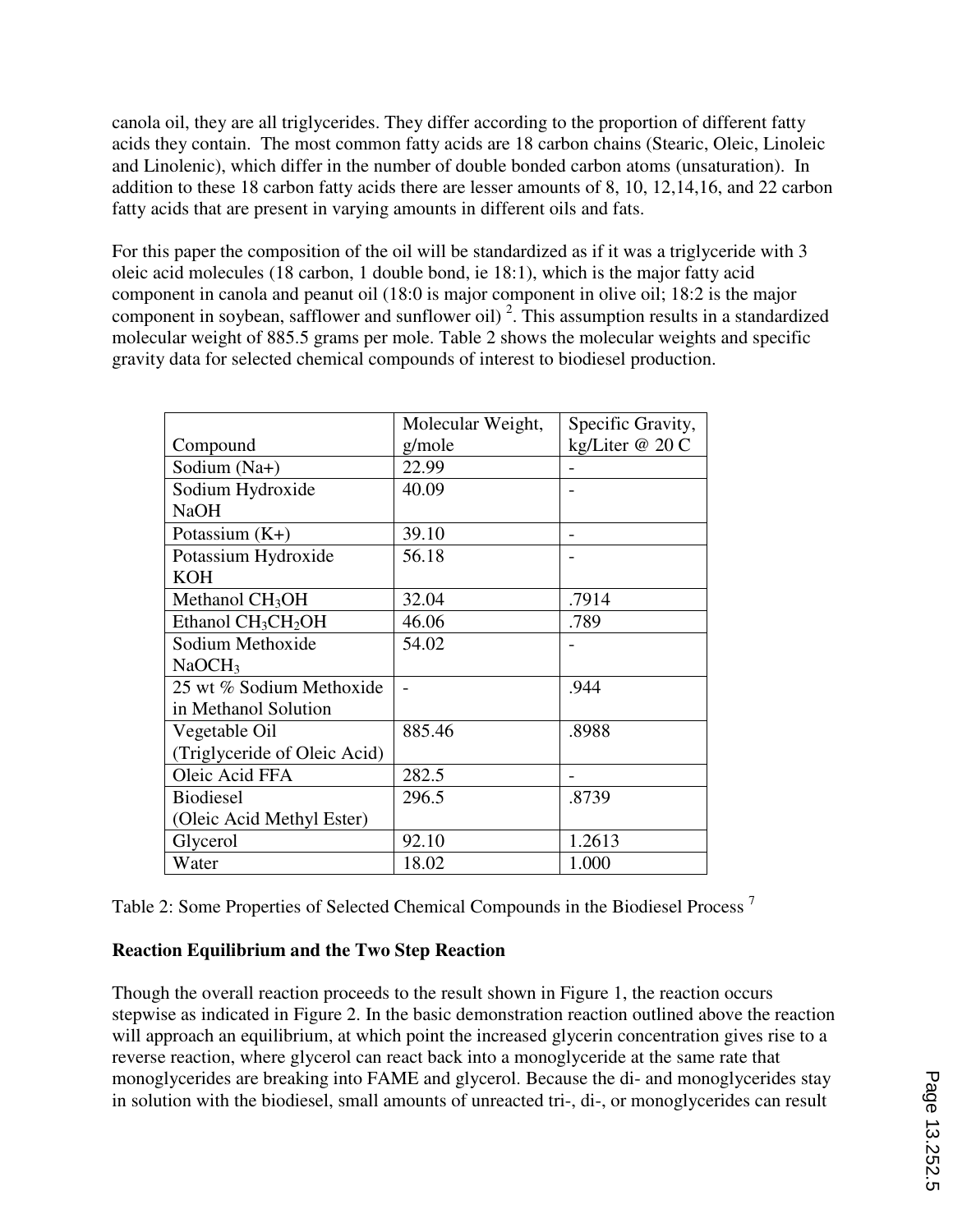canola oil, they are all triglycerides. They differ according to the proportion of different fatty acids they contain. The most common fatty acids are 18 carbon chains (Stearic, Oleic, Linoleic and Linolenic), which differ in the number of double bonded carbon atoms (unsaturation). In addition to these 18 carbon fatty acids there are lesser amounts of 8, 10, 12,14,16, and 22 carbon fatty acids that are present in varying amounts in different oils and fats.

For this paper the composition of the oil will be standardized as if it was a triglyceride with 3 oleic acid molecules (18 carbon, 1 double bond, ie 18:1), which is the major fatty acid component in canola and peanut oil (18:0 is major component in olive oil; 18:2 is the major component in soybean, safflower and sunflower oil) [2]. This assumption results in a standardized molecular weight of 885.5 grams per mole. Table 2 shows the molecular weights and specific gravity data for selected chemical compounds of interest to biodiesel production.

| Compound | Molecular Weight, g/mole | Specific Gravity, kg/Liter @ 20 C |
|---|---|---|
| Sodium (Na+) | 22.99 | - |
| Sodium Hydroxide NaOH | 40.09 | - |
| Potassium (K+) | 39.10 | - |
| Potassium Hydroxide KOH | 56.18 | - |
| Methanol $CH_3OH$ | 32.04 | .7914 |
| Ethanol $CH_3CH_2OH$ | 46.06 | .789 |
| Sodium Methoxide $NaOCH_3$ | 54.02 | - |
| 25 wt % Sodium Methoxide in Methanol Solution | - | .944 |
| Vegetable Oil (Triglyceride of Oleic Acid) | 885.46 | .8988 |
| Oleic Acid FFA | 282.5 | - |
| Biodiesel (Oleic Acid Methyl Ester) | 296.5 | .8739 |
| Glycerol | 92.10 | 1.2613 |
| Water | 18.02 | 1.000 |

Table 2: Some Properties of Selected Chemical Compounds in the Biodiesel Process [7]

**Reaction Equilibrium and the Two Step Reaction**

Though the overall reaction proceeds to the result shown in Figure 1, the reaction occurs stepwise as indicated in Figure 2. In the basic demonstration reaction outlined above the reaction will approach an equilibrium, at which point the increased glycerin concentration gives rise to a reverse reaction, where glycerol can react back into a monoglyceride at the same rate that monoglycerides are breaking into FAME and glycerol. Because the di- and monoglycerides stay in solution with the biodiesel, small amounts of unreacted tri-, di-, or monoglycerides can result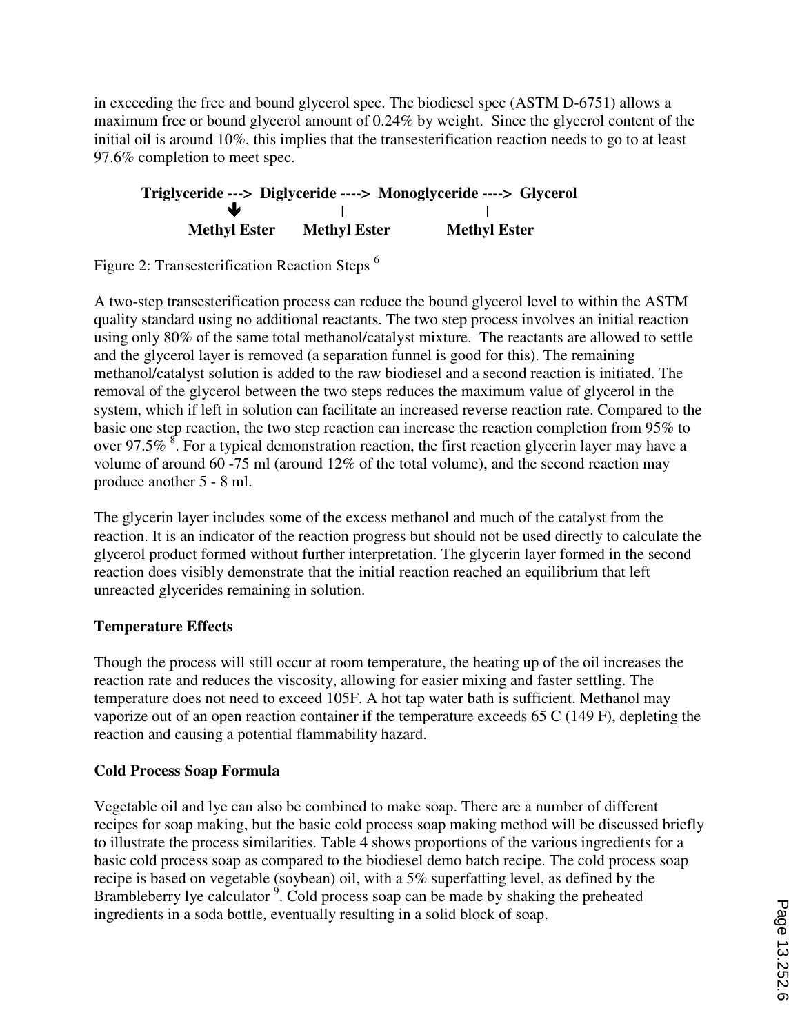in exceeding the free and bound glycerol spec. The biodiesel spec (ASTM D-6751) allows a maximum free or bound glycerol amount of 0.24% by weight. Since the glycerol content of the initial oil is around 10%, this implies that the transesterification reaction needs to go to at least 97.6% completion to meet spec.

```
Triglyceride --->  Diglyceride ---->  Monoglyceride ---->  Glycerol
          ↓                |                       |
    Methyl Ester      Methyl Ester           Methyl Ester
```

Figure 2: Transesterification Reaction Steps [6]

A two-step transesterification process can reduce the bound glycerol level to within the ASTM quality standard using no additional reactants. The two step process involves an initial reaction using only 80% of the same total methanol/catalyst mixture. The reactants are allowed to settle and the glycerol layer is removed (a separation funnel is good for this). The remaining methanol/catalyst solution is added to the raw biodiesel and a second reaction is initiated. The removal of the glycerol between the two steps reduces the maximum value of glycerol in the system, which if left in solution can facilitate an increased reverse reaction rate. Compared to the basic one step reaction, the two step reaction can increase the reaction completion from 95% to over 97.5% [8]. For a typical demonstration reaction, the first reaction glycerin layer may have a volume of around 60 -75 ml (around 12% of the total volume), and the second reaction may produce another 5 - 8 ml.

The glycerin layer includes some of the excess methanol and much of the catalyst from the reaction. It is an indicator of the reaction progress but should not be used directly to calculate the glycerol product formed without further interpretation. The glycerin layer formed in the second reaction does visibly demonstrate that the initial reaction reached an equilibrium that left unreacted glycerides remaining in solution.

### Temperature Effects

Though the process will still occur at room temperature, the heating up of the oil increases the reaction rate and reduces the viscosity, allowing for easier mixing and faster settling. The temperature does not need to exceed 105F. A hot tap water bath is sufficient. Methanol may vaporize out of an open reaction container if the temperature exceeds 65 C (149 F), depleting the reaction and causing a potential flammability hazard.

### Cold Process Soap Formula

Vegetable oil and lye can also be combined to make soap. There are a number of different recipes for soap making, but the basic cold process soap making method will be discussed briefly to illustrate the process similarities. Table 4 shows proportions of the various ingredients for a basic cold process soap as compared to the biodiesel demo batch recipe. The cold process soap recipe is based on vegetable (soybean) oil, with a 5% superfatting level, as defined by the Brambleberry lye calculator [9]. Cold process soap can be made by shaking the preheated ingredients in a soda bottle, eventually resulting in a solid block of soap.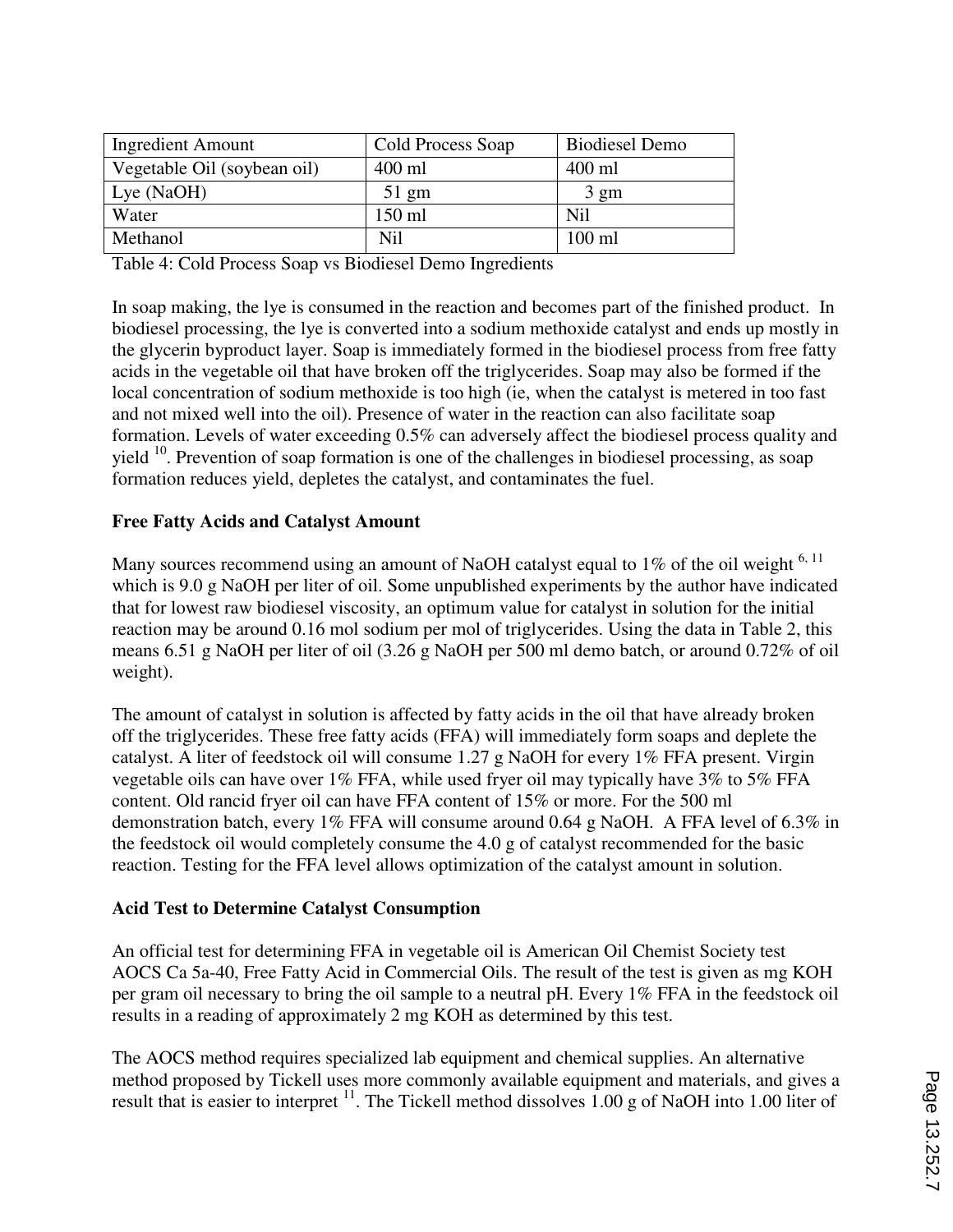| Ingredient Amount | Cold Process Soap | Biodiesel Demo |
|---|---|---|
| Vegetable Oil (soybean oil) | 400 ml | 400 ml |
| Lye (NaOH) | 51 gm | 3 gm |
| Water | 150 ml | Nil |
| Methanol | Nil | 100 ml |

Table 4: Cold Process Soap vs Biodiesel Demo Ingredients

In soap making, the lye is consumed in the reaction and becomes part of the finished product. In biodiesel processing, the lye is converted into a sodium methoxide catalyst and ends up mostly in the glycerin byproduct layer. Soap is immediately formed in the biodiesel process from free fatty acids in the vegetable oil that have broken off the triglycerides. Soap may also be formed if the local concentration of sodium methoxide is too high (ie, when the catalyst is metered in too fast and not mixed well into the oil). Presence of water in the reaction can also facilitate soap formation. Levels of water exceeding 0.5% can adversely affect the biodiesel process quality and yield [10]. Prevention of soap formation is one of the challenges in biodiesel processing, as soap formation reduces yield, depletes the catalyst, and contaminates the fuel.

**Free Fatty Acids and Catalyst Amount**

Many sources recommend using an amount of NaOH catalyst equal to 1% of the oil weight [6, 11] which is 9.0 g NaOH per liter of oil. Some unpublished experiments by the author have indicated that for lowest raw biodiesel viscosity, an optimum value for catalyst in solution for the initial reaction may be around 0.16 mol sodium per mol of triglycerides. Using the data in Table 2, this means 6.51 g NaOH per liter of oil (3.26 g NaOH per 500 ml demo batch, or around 0.72% of oil weight).

The amount of catalyst in solution is affected by fatty acids in the oil that have already broken off the triglycerides. These free fatty acids (FFA) will immediately form soaps and deplete the catalyst. A liter of feedstock oil will consume 1.27 g NaOH for every 1% FFA present. Virgin vegetable oils can have over 1% FFA, while used fryer oil may typically have 3% to 5% FFA content. Old rancid fryer oil can have FFA content of 15% or more. For the 500 ml demonstration batch, every 1% FFA will consume around 0.64 g NaOH. A FFA level of 6.3% in the feedstock oil would completely consume the 4.0 g of catalyst recommended for the basic reaction. Testing for the FFA level allows optimization of the catalyst amount in solution.

**Acid Test to Determine Catalyst Consumption**

An official test for determining FFA in vegetable oil is American Oil Chemist Society test AOCS Ca 5a-40, Free Fatty Acid in Commercial Oils. The result of the test is given as mg KOH per gram oil necessary to bring the oil sample to a neutral pH. Every 1% FFA in the feedstock oil results in a reading of approximately 2 mg KOH as determined by this test.

The AOCS method requires specialized lab equipment and chemical supplies. An alternative method proposed by Tickell uses more commonly available equipment and materials, and gives a result that is easier to interpret [11]. The Tickell method dissolves 1.00 g of NaOH into 1.00 liter of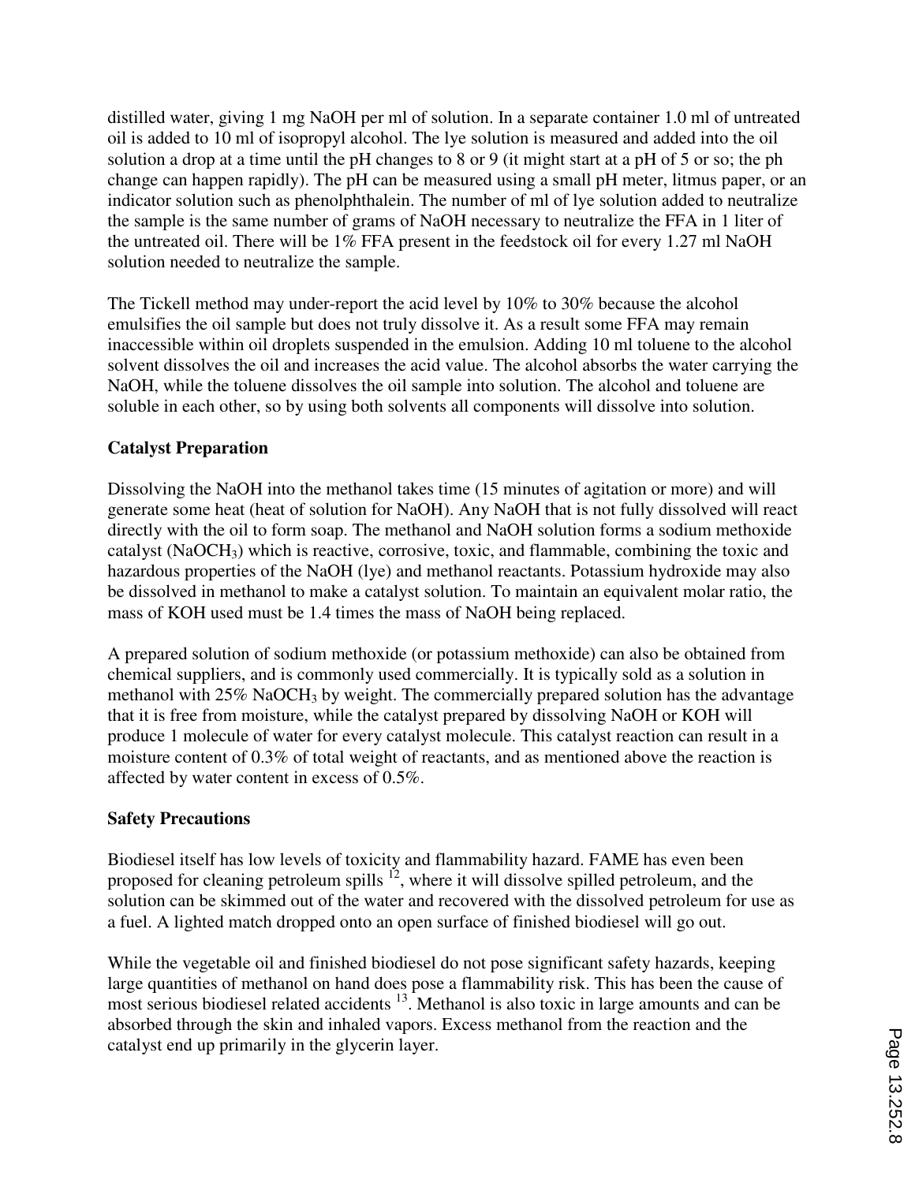distilled water, giving 1 mg NaOH per ml of solution. In a separate container 1.0 ml of untreated oil is added to 10 ml of isopropyl alcohol. The lye solution is measured and added into the oil solution a drop at a time until the pH changes to 8 or 9 (it might start at a pH of 5 or so; the ph change can happen rapidly). The pH can be measured using a small pH meter, litmus paper, or an indicator solution such as phenolphthalein. The number of ml of lye solution added to neutralize the sample is the same number of grams of NaOH necessary to neutralize the FFA in 1 liter of the untreated oil. There will be 1% FFA present in the feedstock oil for every 1.27 ml NaOH solution needed to neutralize the sample.

The Tickell method may under-report the acid level by 10% to 30% because the alcohol emulsifies the oil sample but does not truly dissolve it. As a result some FFA may remain inaccessible within oil droplets suspended in the emulsion. Adding 10 ml toluene to the alcohol solvent dissolves the oil and increases the acid value. The alcohol absorbs the water carrying the NaOH, while the toluene dissolves the oil sample into solution. The alcohol and toluene are soluble in each other, so by using both solvents all components will dissolve into solution.

**Catalyst Preparation**

Dissolving the NaOH into the methanol takes time (15 minutes of agitation or more) and will generate some heat (heat of solution for NaOH). Any NaOH that is not fully dissolved will react directly with the oil to form soap. The methanol and NaOH solution forms a sodium methoxide catalyst ($NaOCH_3$) which is reactive, corrosive, toxic, and flammable, combining the toxic and hazardous properties of the NaOH (lye) and methanol reactants. Potassium hydroxide may also be dissolved in methanol to make a catalyst solution. To maintain an equivalent molar ratio, the mass of KOH used must be 1.4 times the mass of NaOH being replaced.

A prepared solution of sodium methoxide (or potassium methoxide) can also be obtained from chemical suppliers, and is commonly used commercially. It is typically sold as a solution in methanol with 25% $NaOCH_3$ by weight. The commercially prepared solution has the advantage that it is free from moisture, while the catalyst prepared by dissolving NaOH or KOH will produce 1 molecule of water for every catalyst molecule. This catalyst reaction can result in a moisture content of 0.3% of total weight of reactants, and as mentioned above the reaction is affected by water content in excess of 0.5%.

**Safety Precautions**

Biodiesel itself has low levels of toxicity and flammability hazard. FAME has even been proposed for cleaning petroleum spills [12], where it will dissolve spilled petroleum, and the solution can be skimmed out of the water and recovered with the dissolved petroleum for use as a fuel. A lighted match dropped onto an open surface of finished biodiesel will go out.

While the vegetable oil and finished biodiesel do not pose significant safety hazards, keeping large quantities of methanol on hand does pose a flammability risk. This has been the cause of most serious biodiesel related accidents [13]. Methanol is also toxic in large amounts and can be absorbed through the skin and inhaled vapors. Excess methanol from the reaction and the catalyst end up primarily in the glycerin layer.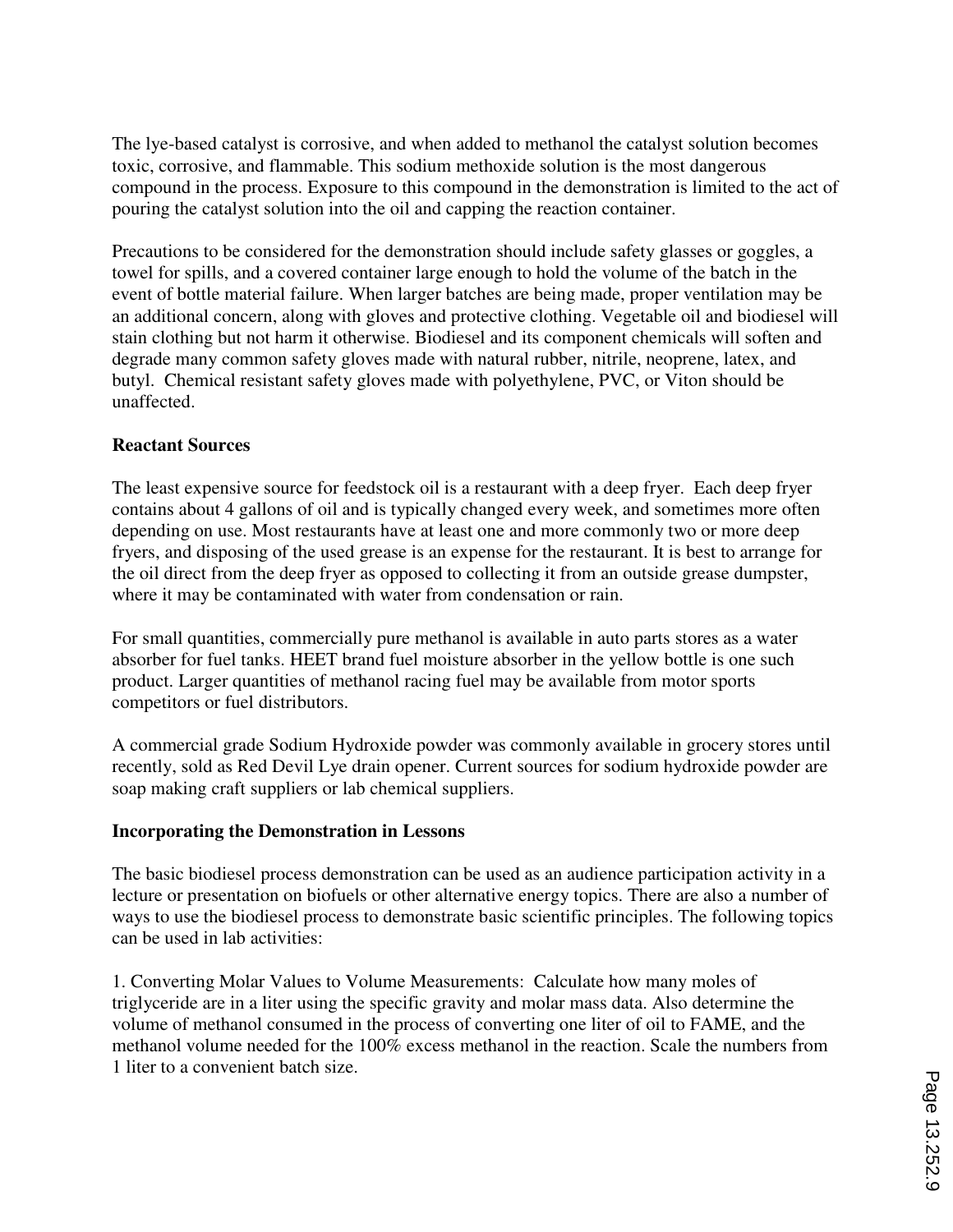The lye-based catalyst is corrosive, and when added to methanol the catalyst solution becomes toxic, corrosive, and flammable. This sodium methoxide solution is the most dangerous compound in the process. Exposure to this compound in the demonstration is limited to the act of pouring the catalyst solution into the oil and capping the reaction container.

Precautions to be considered for the demonstration should include safety glasses or goggles, a towel for spills, and a covered container large enough to hold the volume of the batch in the event of bottle material failure. When larger batches are being made, proper ventilation may be an additional concern, along with gloves and protective clothing. Vegetable oil and biodiesel will stain clothing but not harm it otherwise. Biodiesel and its component chemicals will soften and degrade many common safety gloves made with natural rubber, nitrile, neoprene, latex, and butyl. Chemical resistant safety gloves made with polyethylene, PVC, or Viton should be unaffected.

**Reactant Sources**

The least expensive source for feedstock oil is a restaurant with a deep fryer. Each deep fryer contains about 4 gallons of oil and is typically changed every week, and sometimes more often depending on use. Most restaurants have at least one and more commonly two or more deep fryers, and disposing of the used grease is an expense for the restaurant. It is best to arrange for the oil direct from the deep fryer as opposed to collecting it from an outside grease dumpster, where it may be contaminated with water from condensation or rain.

For small quantities, commercially pure methanol is available in auto parts stores as a water absorber for fuel tanks. HEET brand fuel moisture absorber in the yellow bottle is one such product. Larger quantities of methanol racing fuel may be available from motor sports competitors or fuel distributors.

A commercial grade Sodium Hydroxide powder was commonly available in grocery stores until recently, sold as Red Devil Lye drain opener. Current sources for sodium hydroxide powder are soap making craft suppliers or lab chemical suppliers.

**Incorporating the Demonstration in Lessons**

The basic biodiesel process demonstration can be used as an audience participation activity in a lecture or presentation on biofuels or other alternative energy topics. There are also a number of ways to use the biodiesel process to demonstrate basic scientific principles. The following topics can be used in lab activities:

1. Converting Molar Values to Volume Measurements: Calculate how many moles of triglyceride are in a liter using the specific gravity and molar mass data. Also determine the volume of methanol consumed in the process of converting one liter of oil to FAME, and the methanol volume needed for the 100% excess methanol in the reaction. Scale the numbers from 1 liter to a convenient batch size.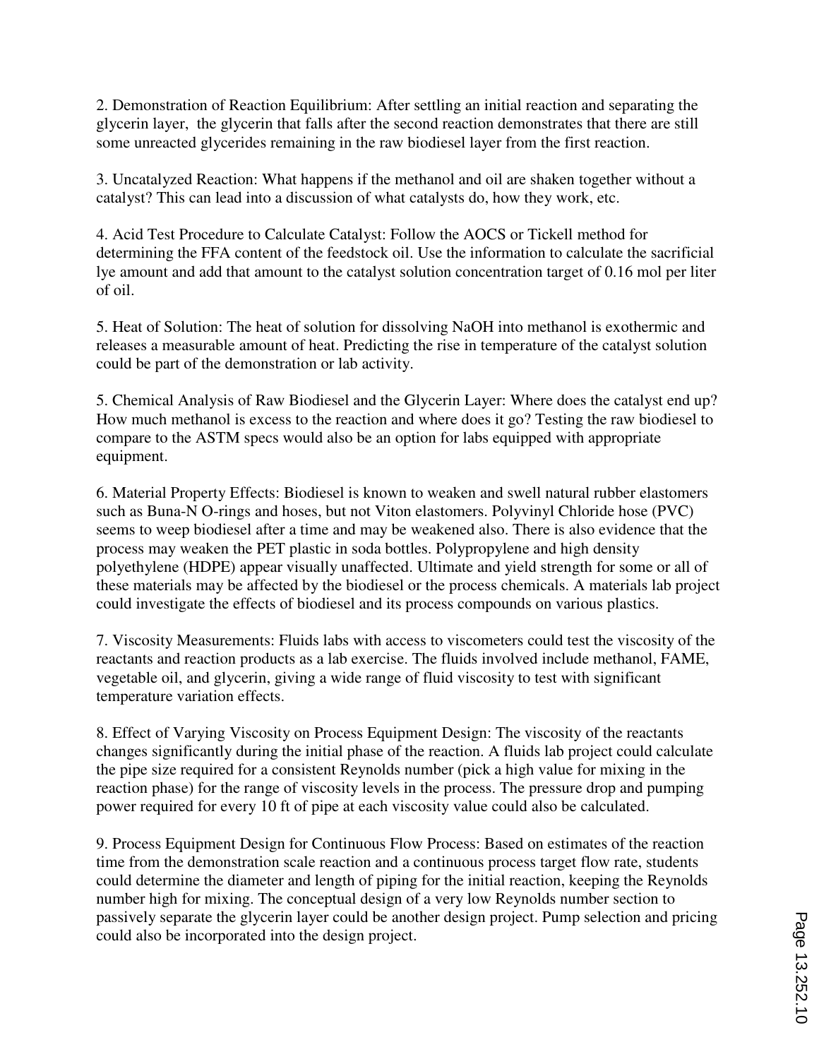2. Demonstration of Reaction Equilibrium: After settling an initial reaction and separating the glycerin layer, the glycerin that falls after the second reaction demonstrates that there are still some unreacted glycerides remaining in the raw biodiesel layer from the first reaction.

3. Uncatalyzed Reaction: What happens if the methanol and oil are shaken together without a catalyst? This can lead into a discussion of what catalysts do, how they work, etc.

4. Acid Test Procedure to Calculate Catalyst: Follow the AOCS or Tickell method for determining the FFA content of the feedstock oil. Use the information to calculate the sacrificial lye amount and add that amount to the catalyst solution concentration target of 0.16 mol per liter of oil.

5. Heat of Solution: The heat of solution for dissolving NaOH into methanol is exothermic and releases a measurable amount of heat. Predicting the rise in temperature of the catalyst solution could be part of the demonstration or lab activity.

5. Chemical Analysis of Raw Biodiesel and the Glycerin Layer: Where does the catalyst end up? How much methanol is excess to the reaction and where does it go? Testing the raw biodiesel to compare to the ASTM specs would also be an option for labs equipped with appropriate equipment.

6. Material Property Effects: Biodiesel is known to weaken and swell natural rubber elastomers such as Buna-N O-rings and hoses, but not Viton elastomers. Polyvinyl Chloride hose (PVC) seems to weep biodiesel after a time and may be weakened also. There is also evidence that the process may weaken the PET plastic in soda bottles. Polypropylene and high density polyethylene (HDPE) appear visually unaffected. Ultimate and yield strength for some or all of these materials may be affected by the biodiesel or the process chemicals. A materials lab project could investigate the effects of biodiesel and its process compounds on various plastics.

7. Viscosity Measurements: Fluids labs with access to viscometers could test the viscosity of the reactants and reaction products as a lab exercise. The fluids involved include methanol, FAME, vegetable oil, and glycerin, giving a wide range of fluid viscosity to test with significant temperature variation effects.

8. Effect of Varying Viscosity on Process Equipment Design: The viscosity of the reactants changes significantly during the initial phase of the reaction. A fluids lab project could calculate the pipe size required for a consistent Reynolds number (pick a high value for mixing in the reaction phase) for the range of viscosity levels in the process. The pressure drop and pumping power required for every 10 ft of pipe at each viscosity value could also be calculated.

9. Process Equipment Design for Continuous Flow Process: Based on estimates of the reaction time from the demonstration scale reaction and a continuous process target flow rate, students could determine the diameter and length of piping for the initial reaction, keeping the Reynolds number high for mixing. The conceptual design of a very low Reynolds number section to passively separate the glycerin layer could be another design project. Pump selection and pricing could also be incorporated into the design project.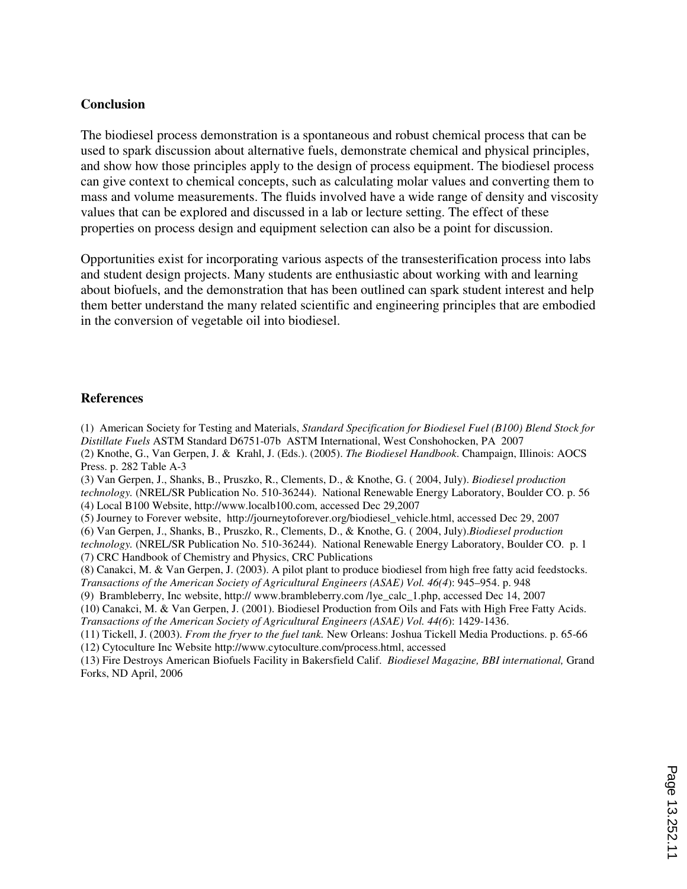## Conclusion

The biodiesel process demonstration is a spontaneous and robust chemical process that can be used to spark discussion about alternative fuels, demonstrate chemical and physical principles, and show how those principles apply to the design of process equipment. The biodiesel process can give context to chemical concepts, such as calculating molar values and converting them to mass and volume measurements. The fluids involved have a wide range of density and viscosity values that can be explored and discussed in a lab or lecture setting. The effect of these properties on process design and equipment selection can also be a point for discussion.

Opportunities exist for incorporating various aspects of the transesterification process into labs and student design projects. Many students are enthusiastic about working with and learning about biofuels, and the demonstration that has been outlined can spark student interest and help them better understand the many related scientific and engineering principles that are embodied in the conversion of vegetable oil into biodiesel.

## References

(1) American Society for Testing and Materials, *Standard Specification for Biodiesel Fuel (B100) Blend Stock for Distillate Fuels* ASTM Standard D6751-07b ASTM International, West Conshohocken, PA 2007
(2) Knothe, G., Van Gerpen, J. & Krahl, J. (Eds.). (2005). *The Biodiesel Handbook*. Champaign, Illinois: AOCS Press. p. 282 Table A-3
(3) Van Gerpen, J., Shanks, B., Pruszko, R., Clements, D., & Knothe, G. ( 2004, July). *Biodiesel production technology.* (NREL/SR Publication No. 510-36244). National Renewable Energy Laboratory, Boulder CO. p. 56
(4) Local B100 Website, http://www.localb100.com, accessed Dec 29,2007
(5) Journey to Forever website, http://journeytoforever.org/biodiesel_vehicle.html, accessed Dec 29, 2007
(6) Van Gerpen, J., Shanks, B., Pruszko, R., Clements, D., & Knothe, G. ( 2004, July).*Biodiesel production technology.* (NREL/SR Publication No. 510-36244). National Renewable Energy Laboratory, Boulder CO. p. 1
(7) CRC Handbook of Chemistry and Physics, CRC Publications
(8) Canakci, M. & Van Gerpen, J. (2003). A pilot plant to produce biodiesel from high free fatty acid feedstocks. *Transactions of the American Society of Agricultural Engineers (ASAE) Vol. 46(4)*: 945–954. p. 948
(9) Brambleberry, Inc website, http:// www.brambleberry.com /lye_calc_1.php, accessed Dec 14, 2007
(10) Canakci, M. & Van Gerpen, J. (2001). Biodiesel Production from Oils and Fats with High Free Fatty Acids. *Transactions of the American Society of Agricultural Engineers (ASAE) Vol. 44(6)*: 1429-1436.
(11) Tickell, J. (2003). *From the fryer to the fuel tank.* New Orleans: Joshua Tickell Media Productions. p. 65-66
(12) Cytoculture Inc Website http://www.cytoculture.com/process.html, accessed
(13) Fire Destroys American Biofuels Facility in Bakersfield Calif. *Biodiesel Magazine, BBI international,* Grand Forks, ND April, 2006